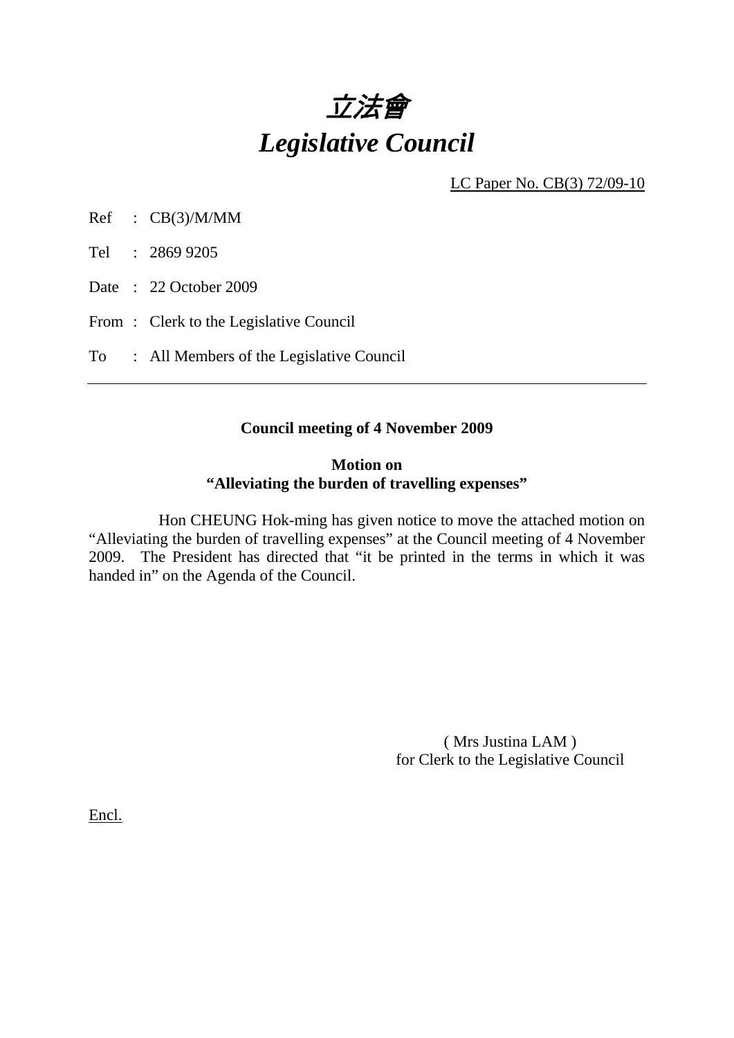# *立法會*
# *Legislative Council*

LC Paper No. CB(3) 72/09-10

Ref : CB(3)/M/MM

Tel : 2869 9205

Date : 22 October 2009

From : Clerk to the Legislative Council

To : All Members of the Legislative Council

---

**Council meeting of 4 November 2009**

**Motion on**
**"Alleviating the burden of travelling expenses"**

Hon CHEUNG Hok-ming has given notice to move the attached motion on "Alleviating the burden of travelling expenses" at the Council meeting of 4 November 2009. The President has directed that "it be printed in the terms in which it was handed in" on the Agenda of the Council.

( Mrs Justina LAM )
for Clerk to the Legislative Council

Encl.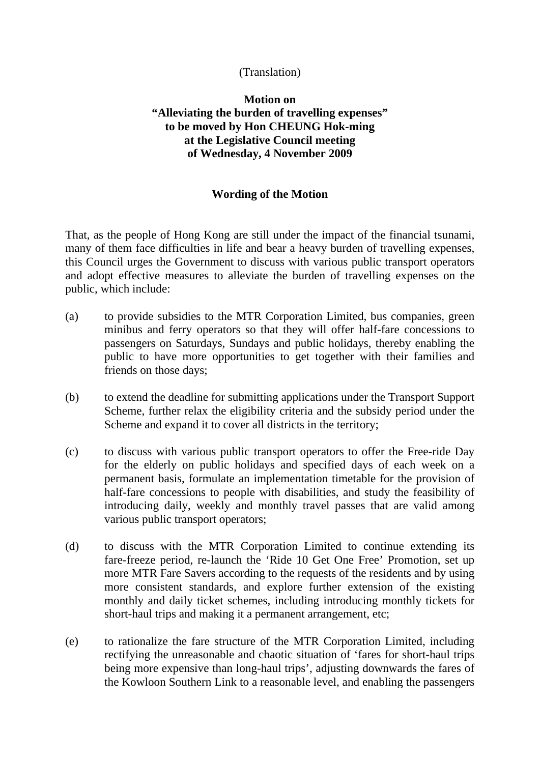(Translation)

**Motion on**
**"Alleviating the burden of travelling expenses"**
**to be moved by Hon CHEUNG Hok-ming**
**at the Legislative Council meeting**
**of Wednesday, 4 November 2009**

**Wording of the Motion**

That, as the people of Hong Kong are still under the impact of the financial tsunami, many of them face difficulties in life and bear a heavy burden of travelling expenses, this Council urges the Government to discuss with various public transport operators and adopt effective measures to alleviate the burden of travelling expenses on the public, which include:

(a) to provide subsidies to the MTR Corporation Limited, bus companies, green minibus and ferry operators so that they will offer half-fare concessions to passengers on Saturdays, Sundays and public holidays, thereby enabling the public to have more opportunities to get together with their families and friends on those days;

(b) to extend the deadline for submitting applications under the Transport Support Scheme, further relax the eligibility criteria and the subsidy period under the Scheme and expand it to cover all districts in the territory;

(c) to discuss with various public transport operators to offer the Free-ride Day for the elderly on public holidays and specified days of each week on a permanent basis, formulate an implementation timetable for the provision of half-fare concessions to people with disabilities, and study the feasibility of introducing daily, weekly and monthly travel passes that are valid among various public transport operators;

(d) to discuss with the MTR Corporation Limited to continue extending its fare-freeze period, re-launch the 'Ride 10 Get One Free' Promotion, set up more MTR Fare Savers according to the requests of the residents and by using more consistent standards, and explore further extension of the existing monthly and daily ticket schemes, including introducing monthly tickets for short-haul trips and making it a permanent arrangement, etc;

(e) to rationalize the fare structure of the MTR Corporation Limited, including rectifying the unreasonable and chaotic situation of 'fares for short-haul trips being more expensive than long-haul trips', adjusting downwards the fares of the Kowloon Southern Link to a reasonable level, and enabling the passengers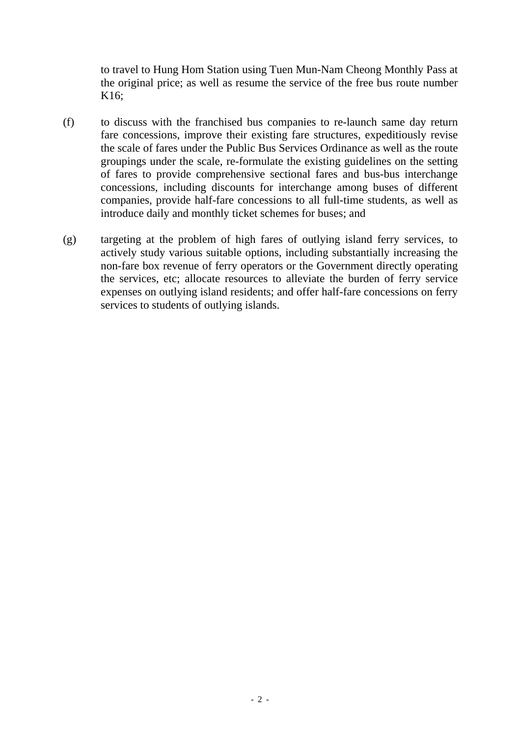to travel to Hung Hom Station using Tuen Mun-Nam Cheong Monthly Pass at the original price; as well as resume the service of the free bus route number K16;

(f) to discuss with the franchised bus companies to re-launch same day return fare concessions, improve their existing fare structures, expeditiously revise the scale of fares under the Public Bus Services Ordinance as well as the route groupings under the scale, re-formulate the existing guidelines on the setting of fares to provide comprehensive sectional fares and bus-bus interchange concessions, including discounts for interchange among buses of different companies, provide half-fare concessions to all full-time students, as well as introduce daily and monthly ticket schemes for buses; and

(g) targeting at the problem of high fares of outlying island ferry services, to actively study various suitable options, including substantially increasing the non-fare box revenue of ferry operators or the Government directly operating the services, etc; allocate resources to alleviate the burden of ferry service expenses on outlying island residents; and offer half-fare concessions on ferry services to students of outlying islands.